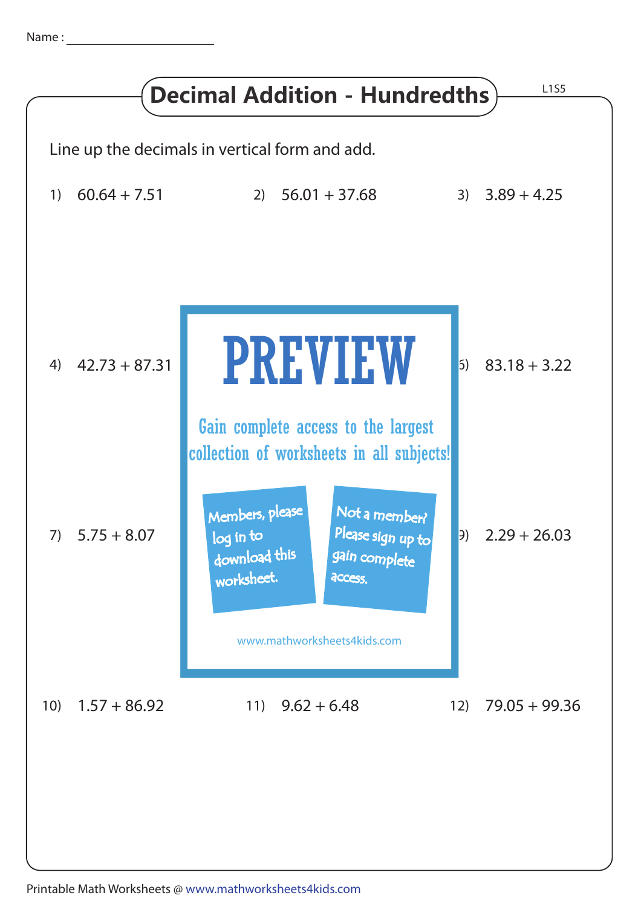Name : ______________________

# Decimal Addition - Hundredths

L1S5

Line up the decimals in vertical form and add.

1) $60.64 + 7.51$

2) $56.01 + 37.68$

3) $3.89 + 4.25$

4) $42.73 + 87.31$

6) $83.18 + 3.22$

7) $5.75 + 8.07$

9) $2.29 + 26.03$

10) $1.57 + 86.92$

11) $9.62 + 6.48$

12) $79.05 + 99.36$

PREVIEW

Gain complete access to the largest collection of worksheets in all subjects!

Members, please log in to download this worksheet.

Not a member? Please sign up to gain complete access.

www.mathworksheets4kids.com

Printable Math Worksheets @ www.mathworksheets4kids.com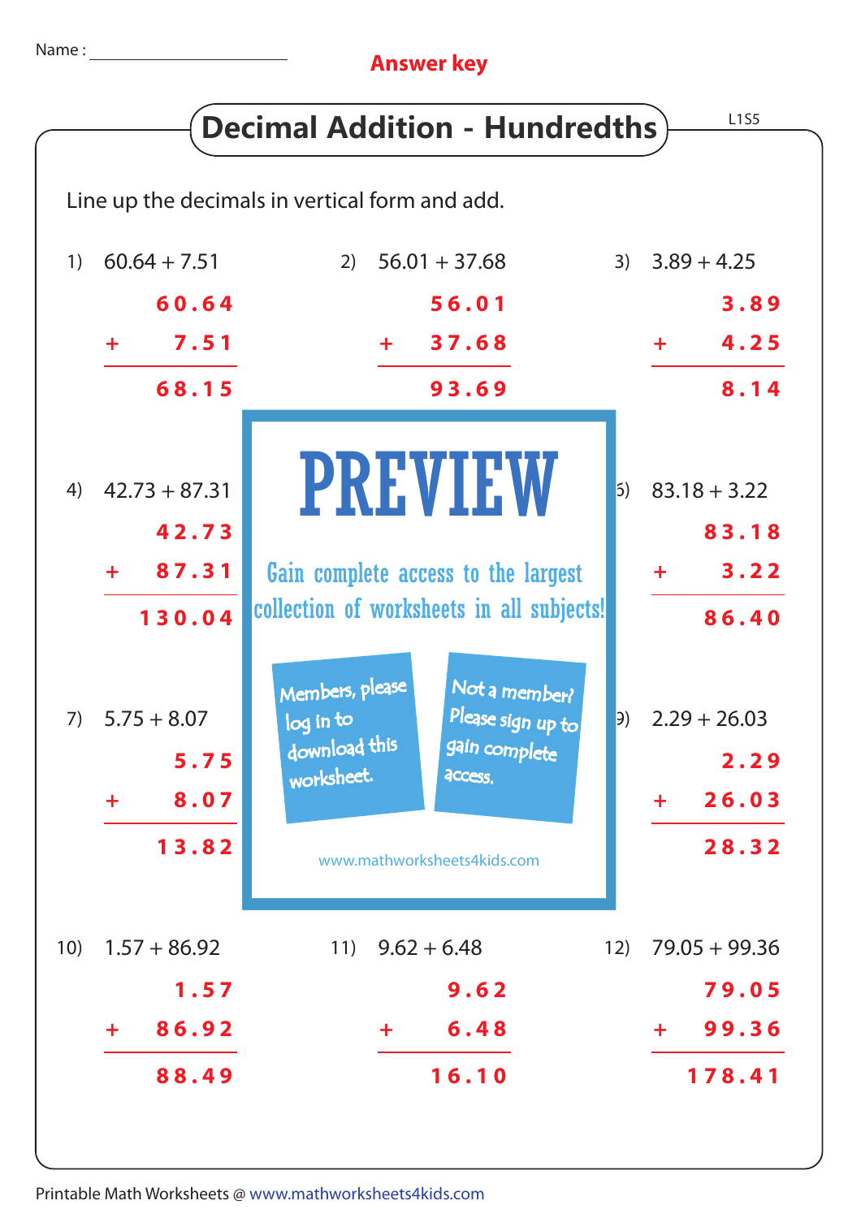Name : ____________________

**Answer key**

# Decimal Addition - Hundredths

L1S5

Line up the decimals in vertical form and add.

1) 60.64 + 7.51

$$\begin{array}{r} 60.64 \\ +\ \ 7.51 \\ \hline 68.15 \end{array}$$

2) 56.01 + 37.68

$$\begin{array}{r} 56.01 \\ +\ 37.68 \\ \hline 93.69 \end{array}$$

3) 3.89 + 4.25

$$\begin{array}{r} 3.89 \\ +\ 4.25 \\ \hline 8.14 \end{array}$$

4) 42.73 + 87.31

$$\begin{array}{r} 42.73 \\ +\ 87.31 \\ \hline 130.04 \end{array}$$

6) 83.18 + 3.22

$$\begin{array}{r} 83.18 \\ +\ \ 3.22 \\ \hline 86.40 \end{array}$$

7) 5.75 + 8.07

$$\begin{array}{r} 5.75 \\ +\ 8.07 \\ \hline 13.82 \end{array}$$

9) 2.29 + 26.03

$$\begin{array}{r} 2.29 \\ +\ 26.03 \\ \hline 28.32 \end{array}$$

10) 1.57 + 86.92

$$\begin{array}{r} 1.57 \\ +\ 86.92 \\ \hline 88.49 \end{array}$$

11) 9.62 + 6.48

$$\begin{array}{r} 9.62 \\ +\ 6.48 \\ \hline 16.10 \end{array}$$

12) 79.05 + 99.36

$$\begin{array}{r} 79.05 \\ +\ 99.36 \\ \hline 178.41 \end{array}$$

PREVIEW

Gain complete access to the largest collection of worksheets in all subjects!

Members, please log in to download this worksheet.

Not a member? Please sign up to gain complete access.

www.mathworksheets4kids.com

Printable Math Worksheets @ www.mathworksheets4kids.com